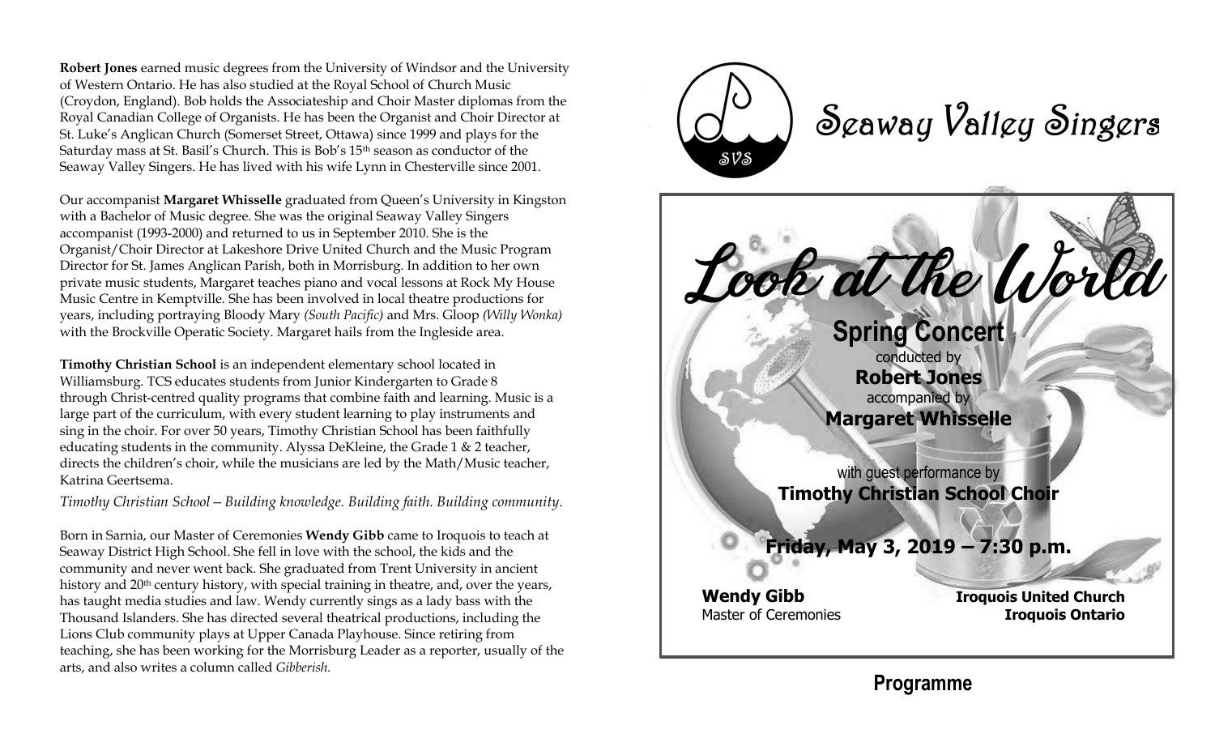**Robert Jones** earned music degrees from the University of Windsor and the University of Western Ontario. He has also studied at the Royal School of Church Music (Croydon, England). Bob holds the Associateship and Choir Master diplomas from the Royal Canadian College of Organists. He has been the Organist and Choir Director at St. Luke's Anglican Church (Somerset Street, Ottawa) since 1999 and plays for the Saturday mass at St. Basil's Church. This is Bob's 15th season as conductor of the Seaway Valley Singers. He has lived with his wife Lynn in Chesterville since 2001.

Our accompanist **Margaret Whisselle** graduated from Queen's University in Kingston with a Bachelor of Music degree. She was the original Seaway Valley Singers accompanist (1993-2000) and returned to us in September 2010. She is the Organist/Choir Director at Lakeshore Drive United Church and the Music Program Director for St. James Anglican Parish, both in Morrisburg. In addition to her own private music students, Margaret teaches piano and vocal lessons at Rock My House Music Centre in Kemptville. She has been involved in local theatre productions for years, including portraying Bloody Mary *(South Pacific)* and Mrs. Gloop *(Willy Wonka)* with the Brockville Operatic Society. Margaret hails from the Ingleside area.

**Timothy Christian School** is an independent elementary school located in Williamsburg. TCS educates students from Junior Kindergarten to Grade 8 through Christ-centred quality programs that combine faith and learning. Music is a large part of the curriculum, with every student learning to play instruments and sing in the choir. For over 50 years, Timothy Christian School has been faithfully educating students in the community. Alyssa DeKleine, the Grade 1 & 2 teacher, directs the children's choir, while the musicians are led by the Math/Music teacher, Katrina Geertsema.

*Timothy Christian School – Building knowledge. Building faith. Building community.*

Born in Sarnia, our Master of Ceremonies **Wendy Gibb** came to Iroquois to teach at Seaway District High School. She fell in love with the school, the kids and the community and never went back. She graduated from Trent University in ancient history and 20th century history, with special training in theatre, and, over the years, has taught media studies and law. Wendy currently sings as a lady bass with the Thousand Islanders. She has directed several theatrical productions, including the Lions Club community plays at Upper Canada Playhouse. Since retiring from teaching, she has been working for the Morrisburg Leader as a reporter, usually of the arts, and also writes a column called *Gibberish.*

# Seaway Valley Singers

SVS

# Look at the World

## Spring Concert

conducted by
**Robert Jones**
accompanied by
**Margaret Whisselle**

with guest performance by
**Timothy Christian School Choir**

**Friday, May 3, 2019 – 7:30 p.m.**

**Wendy Gibb**
Master of Ceremonies

**Iroquois United Church**
**Iroquois Ontario**

## Programme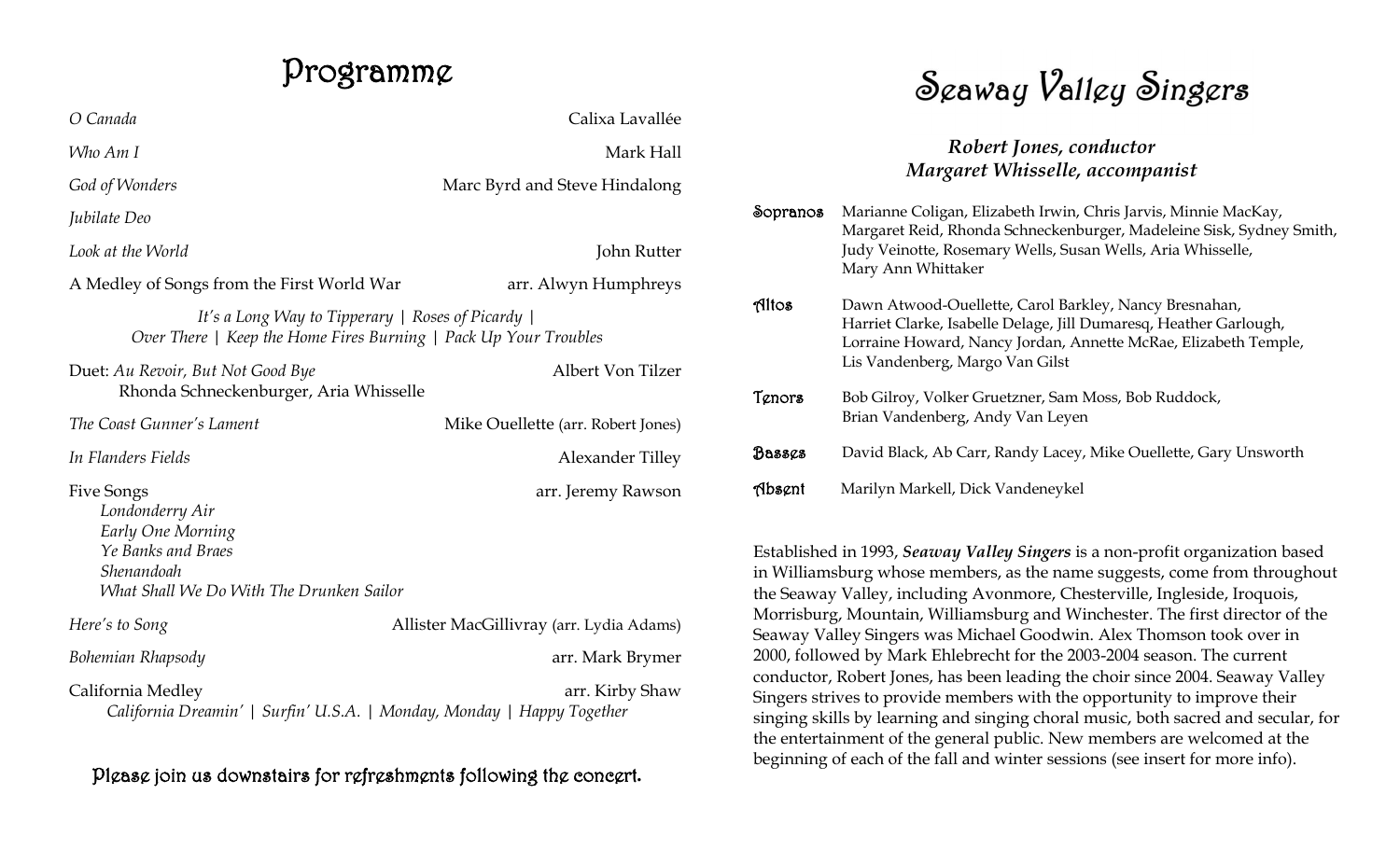# Programme

| | |
|---|---|
| *O Canada* | Calixa Lavallée |
| *Who Am I* | Mark Hall |
| *God of Wonders* | Marc Byrd and Steve Hindalong |
| *Jubilate Deo* | |
| *Look at the World* | John Rutter |
| A Medley of Songs from the First World War | arr. Alwyn Humphreys |

*It's a Long Way to Tipperary | Roses of Picardy | Over There | Keep the Home Fires Burning | Pack Up Your Troubles*

| | |
|---|---|
| Duet: *Au Revoir, But Not Good Bye* Rhonda Schneckenburger, Aria Whisselle | Albert Von Tilzer |
| *The Coast Gunner's Lament* | Mike Ouellette (arr. Robert Jones) |
| *In Flanders Fields* | Alexander Tilley |
| Five Songs | arr. Jeremy Rawson |

*Londonderry Air*
*Early One Morning*
*Ye Banks and Braes*
*Shenandoah*
*What Shall We Do With The Drunken Sailor*

| | |
|---|---|
| *Here's to Song* | Allister MacGillivray (arr. Lydia Adams) |
| *Bohemian Rhapsody* | arr. Mark Brymer |
| California Medley | arr. Kirby Shaw |

*California Dreamin' | Surfin' U.S.A. | Monday, Monday | Happy Together*

Please join us downstairs for refreshments following the concert.

# Seaway Valley Singers

***Robert Jones, conductor***
***Margaret Whisselle, accompanist***

| | |
|---|---|
| Sopranos | Marianne Coligan, Elizabeth Irwin, Chris Jarvis, Minnie MacKay, Margaret Reid, Rhonda Schneckenburger, Madeleine Sisk, Sydney Smith, Judy Veinotte, Rosemary Wells, Susan Wells, Aria Whisselle, Mary Ann Whittaker |
| Altos | Dawn Atwood-Ouellette, Carol Barkley, Nancy Bresnahan, Harriet Clarke, Isabelle Delage, Jill Dumaresq, Heather Garlough, Lorraine Howard, Nancy Jordan, Annette McRae, Elizabeth Temple, Lis Vandenberg, Margo Van Gilst |
| Tenors | Bob Gilroy, Volker Gruetzner, Sam Moss, Bob Ruddock, Brian Vandenberg, Andy Van Leyen |
| Basses | David Black, Ab Carr, Randy Lacey, Mike Ouellette, Gary Unsworth |
| Absent | Marilyn Markell, Dick Vandeneykel |

Established in 1993, ***Seaway Valley Singers*** is a non-profit organization based in Williamsburg whose members, as the name suggests, come from throughout the Seaway Valley, including Avonmore, Chesterville, Ingleside, Iroquois, Morrisburg, Mountain, Williamsburg and Winchester. The first director of the Seaway Valley Singers was Michael Goodwin. Alex Thomson took over in 2000, followed by Mark Ehlebrecht for the 2003-2004 season. The current conductor, Robert Jones, has been leading the choir since 2004. Seaway Valley Singers strives to provide members with the opportunity to improve their singing skills by learning and singing choral music, both sacred and secular, for the entertainment of the general public. New members are welcomed at the beginning of each of the fall and winter sessions (see insert for more info).